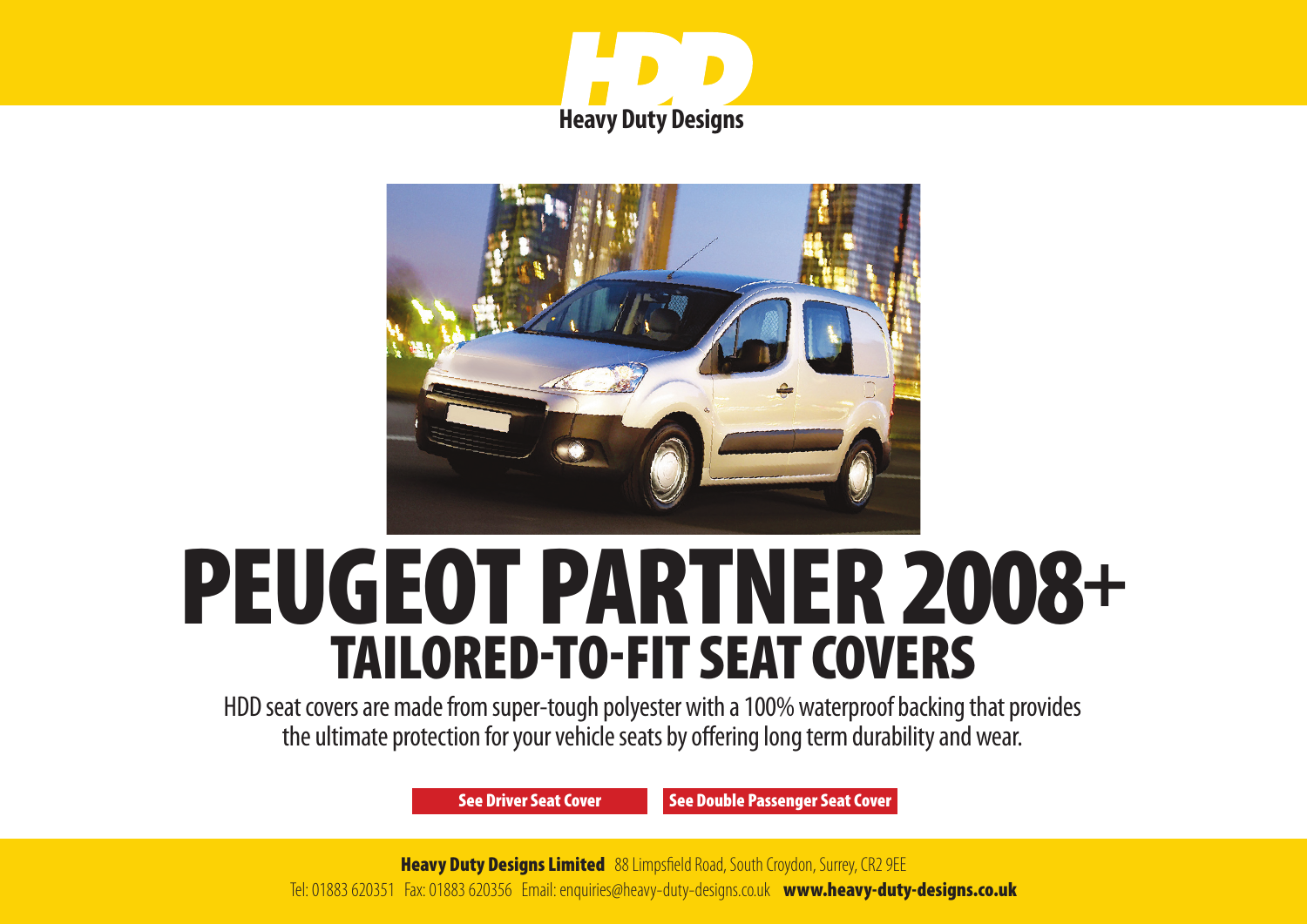**HDD**

**Heavy Duty Designs**

# PEUGEOT PARTNER 2008+

## TAILORED-TO-FIT SEAT COVERS

HDD seat covers are made from super-tough polyester with a 100% waterproof backing that provides the ultimate protection for your vehicle seats by offering long term durability and wear.

**See Driver Seat Cover** **See Double Passenger Seat Cover**

**Heavy Duty Designs Limited** 88 Limpsfield Road, South Croydon, Surrey, CR2 9EE

Tel: 01883 620351 Fax: 01883 620356 Email: enquiries@heavy-duty-designs.co.uk **www.heavy-duty-designs.co.uk**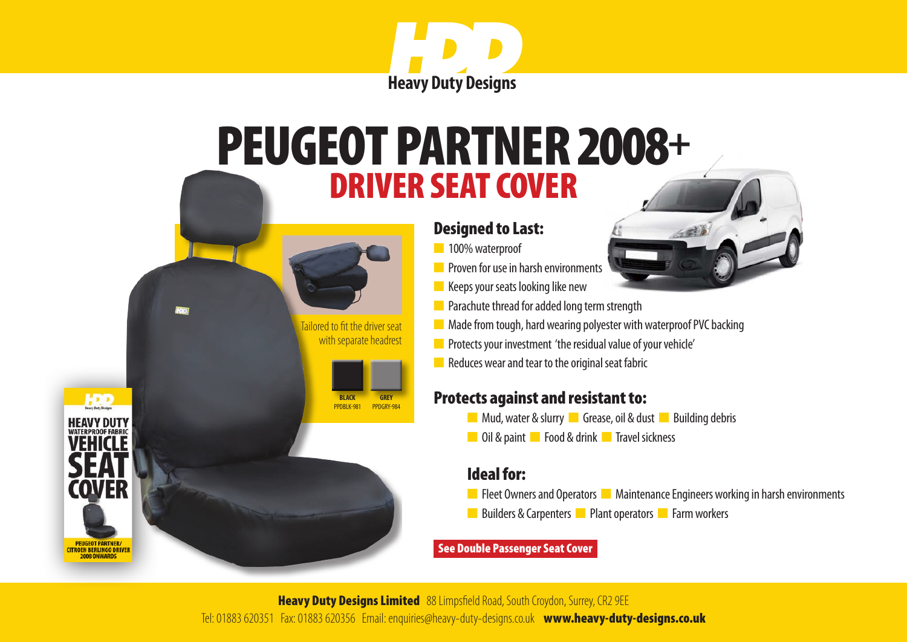HDD
Heavy Duty Designs

# PEUGEOT PARTNER 2008+

## DRIVER SEAT COVER

Tailored to fit the driver seat with separate headrest

BLACK
PPDBLK-981

GREY
PPDGRY-984

HDD
Heavy Duty Designs
HEAVY DUTY
WATERPROOF FABRIC
VEHICLE
SEAT
COVER
PEUGEOT PARTNER/
CITROEN BERLINGO DRIVER
2008 ONWARDS

### Designed to Last:

- 100% waterproof
- Proven for use in harsh environments
- Keeps your seats looking like new
- Parachute thread for added long term strength
- Made from tough, hard wearing polyester with waterproof PVC backing
- Protects your investment 'the residual value of your vehicle'
- Reduces wear and tear to the original seat fabric

### Protects against and resistant to:

- Mud, water & slurry
- Grease, oil & dust
- Building debris
- Oil & paint
- Food & drink
- Travel sickness

### Ideal for:

- Fleet Owners and Operators
- Maintenance Engineers working in harsh environments
- Builders & Carpenters
- Plant operators
- Farm workers

**See Double Passenger Seat Cover**

**Heavy Duty Designs Limited** 88 Limpsfield Road, South Croydon, Surrey, CR2 9EE
Tel: 01883 620351 Fax: 01883 620356 Email: enquiries@heavy-duty-designs.co.uk **www.heavy-duty-designs.co.uk**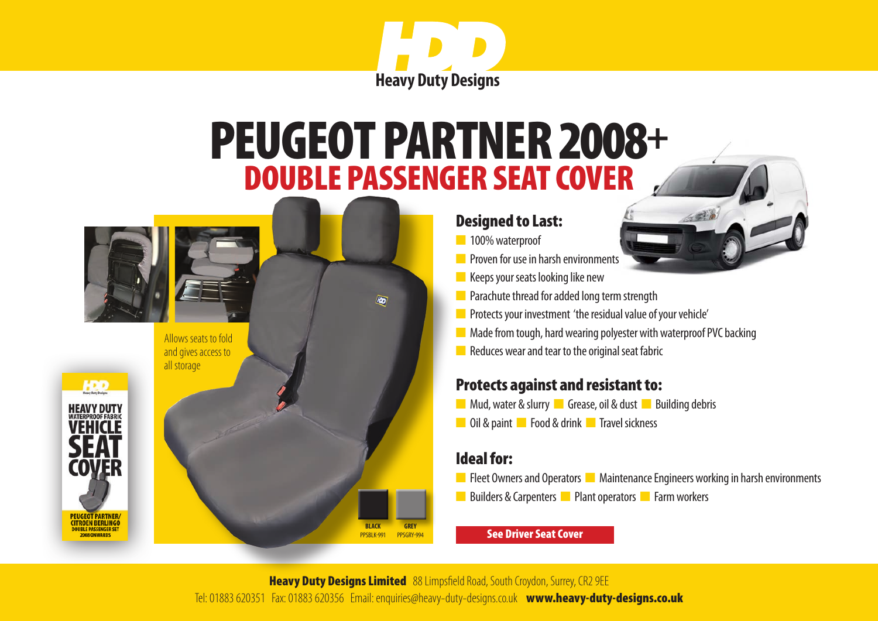HDD

Heavy Duty Designs

# PEUGEOT PARTNER 2008+

## DOUBLE PASSENGER SEAT COVER

Allows seats to fold and gives access to all storage

HEAVY DUTY WATERPROOF FABRIC VEHICLE SEAT COVER

PEUGEOT PARTNER/ CITROEN BERLINGO DOUBLE PASSENGER SET 2008 ONWARDS

BLACK PPSBLK-991

GREY PPSGRY-994

### Designed to Last:

- 100% waterproof
- Proven for use in harsh environments
- Keeps your seats looking like new
- Parachute thread for added long term strength
- Protects your investment 'the residual value of your vehicle'
- Made from tough, hard wearing polyester with waterproof PVC backing
- Reduces wear and tear to the original seat fabric

### Protects against and resistant to:

- Mud, water & slurry
- Grease, oil & dust
- Building debris
- Oil & paint
- Food & drink
- Travel sickness

### Ideal for:

- Fleet Owners and Operators
- Maintenance Engineers working in harsh environments
- Builders & Carpenters
- Plant operators
- Farm workers

See Driver Seat Cover

**Heavy Duty Designs Limited** 88 Limpsfield Road, South Croydon, Surrey, CR2 9EE

Tel: 01883 620351 Fax: 01883 620356 Email: enquiries@heavy-duty-designs.co.uk **www.heavy-duty-designs.co.uk**